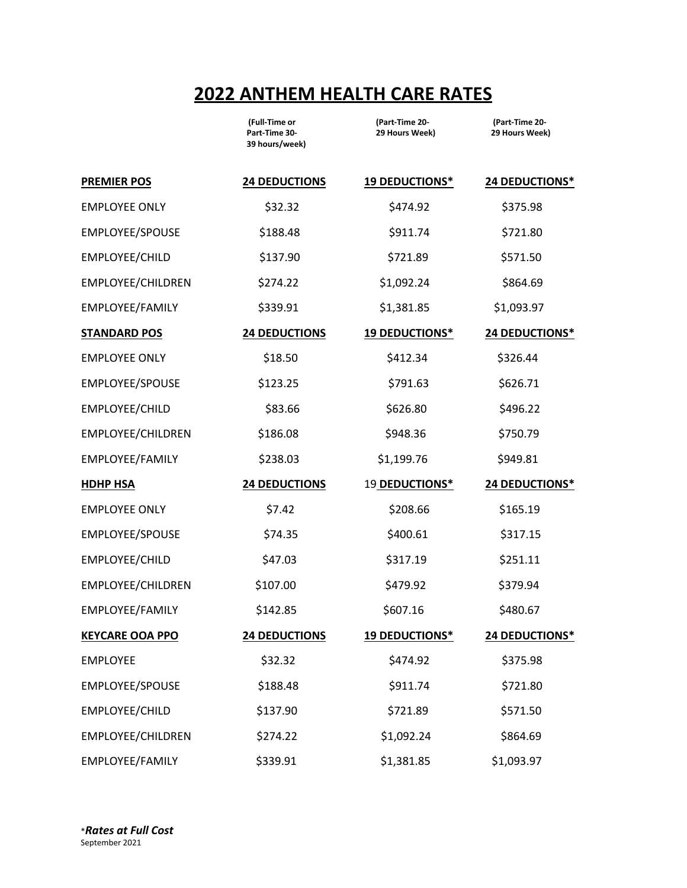# 2022 ANTHEM HEALTH CARE RATES

| | (Full-Time or Part-Time 30-39 hours/week) | (Part-Time 20-29 Hours Week) | (Part-Time 20-29 Hours Week) |
|---|---|---|---|
| **PREMIER POS** | **24 DEDUCTIONS** | **19 DEDUCTIONS*** | **24 DEDUCTIONS*** |
| EMPLOYEE ONLY | $32.32 | $474.92 | $375.98 |
| EMPLOYEE/SPOUSE | $188.48 | $911.74 | $721.80 |
| EMPLOYEE/CHILD | $137.90 | $721.89 | $571.50 |
| EMPLOYEE/CHILDREN | $274.22 | $1,092.24 | $864.69 |
| EMPLOYEE/FAMILY | $339.91 | $1,381.85 | $1,093.97 |
| **STANDARD POS** | **24 DEDUCTIONS** | **19 DEDUCTIONS*** | **24 DEDUCTIONS*** |
| EMPLOYEE ONLY | $18.50 | $412.34 | $326.44 |
| EMPLOYEE/SPOUSE | $123.25 | $791.63 | $626.71 |
| EMPLOYEE/CHILD | $83.66 | $626.80 | $496.22 |
| EMPLOYEE/CHILDREN | $186.08 | $948.36 | $750.79 |
| EMPLOYEE/FAMILY | $238.03 | $1,199.76 | $949.81 |
| **HDHP HSA** | **24 DEDUCTIONS** | 19 **DEDUCTIONS*** | **24 DEDUCTIONS*** |
| EMPLOYEE ONLY | $7.42 | $208.66 | $165.19 |
| EMPLOYEE/SPOUSE | $74.35 | $400.61 | $317.15 |
| EMPLOYEE/CHILD | $47.03 | $317.19 | $251.11 |
| EMPLOYEE/CHILDREN | $107.00 | $479.92 | $379.94 |
| EMPLOYEE/FAMILY | $142.85 | $607.16 | $480.67 |
| **KEYCARE OOA PPO** | **24 DEDUCTIONS** | **19 DEDUCTIONS*** | **24 DEDUCTIONS*** |
| EMPLOYEE | $32.32 | $474.92 | $375.98 |
| EMPLOYEE/SPOUSE | $188.48 | $911.74 | $721.80 |
| EMPLOYEE/CHILD | $137.90 | $721.89 | $571.50 |
| EMPLOYEE/CHILDREN | $274.22 | $1,092.24 | $864.69 |
| EMPLOYEE/FAMILY | $339.91 | $1,381.85 | $1,093.97 |

**Rates at Full Cost*

September 2021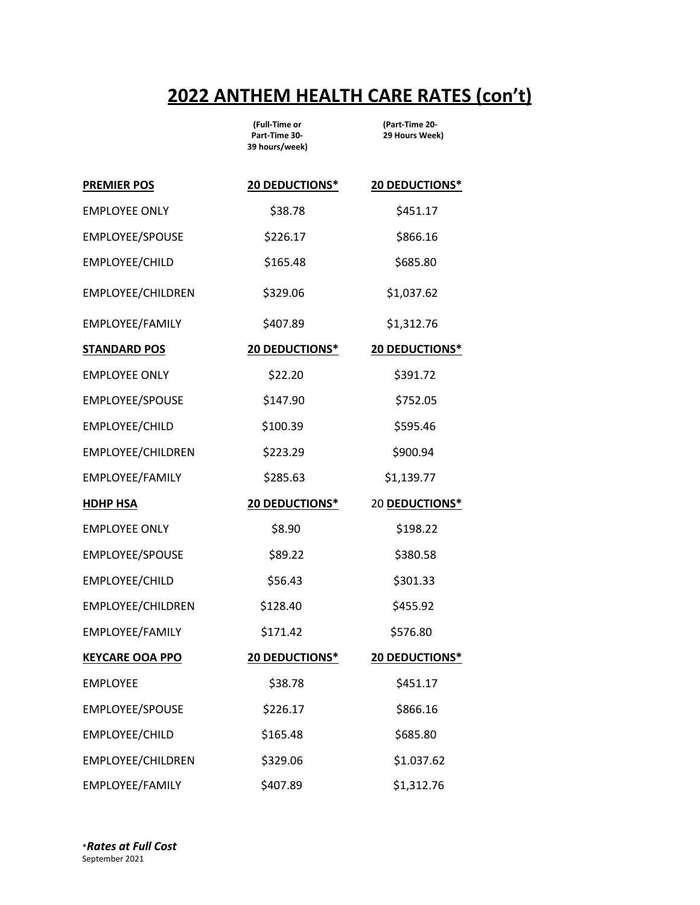# 2022 ANTHEM HEALTH CARE RATES (con't)

| | (Full-Time or Part-Time 30-39 hours/week) | (Part-Time 20-29 Hours Week) |
|---|---|---|
| **PREMIER POS** | **20 DEDUCTIONS*** | **20 DEDUCTIONS*** |
| EMPLOYEE ONLY | $38.78 | $451.17 |
| EMPLOYEE/SPOUSE | $226.17 | $866.16 |
| EMPLOYEE/CHILD | $165.48 | $685.80 |
| EMPLOYEE/CHILDREN | $329.06 | $1,037.62 |
| EMPLOYEE/FAMILY | $407.89 | $1,312.76 |
| **STANDARD POS** | **20 DEDUCTIONS*** | **20 DEDUCTIONS*** |
| EMPLOYEE ONLY | $22.20 | $391.72 |
| EMPLOYEE/SPOUSE | $147.90 | $752.05 |
| EMPLOYEE/CHILD | $100.39 | $595.46 |
| EMPLOYEE/CHILDREN | $223.29 | $900.94 |
| EMPLOYEE/FAMILY | $285.63 | $1,139.77 |
| **HDHP HSA** | **20 DEDUCTIONS*** | 20 **DEDUCTIONS*** |
| EMPLOYEE ONLY | $8.90 | $198.22 |
| EMPLOYEE/SPOUSE | $89.22 | $380.58 |
| EMPLOYEE/CHILD | $56.43 | $301.33 |
| EMPLOYEE/CHILDREN | $128.40 | $455.92 |
| EMPLOYEE/FAMILY | $171.42 | $576.80 |
| **KEYCARE OOA PPO** | **20 DEDUCTIONS*** | **20 DEDUCTIONS*** |
| EMPLOYEE | $38.78 | $451.17 |
| EMPLOYEE/SPOUSE | $226.17 | $866.16 |
| EMPLOYEE/CHILD | $165.48 | $685.80 |
| EMPLOYEE/CHILDREN | $329.06 | $1.037.62 |
| EMPLOYEE/FAMILY | $407.89 | $1,312.76 |

****Rates at Full Cost***

September 2021